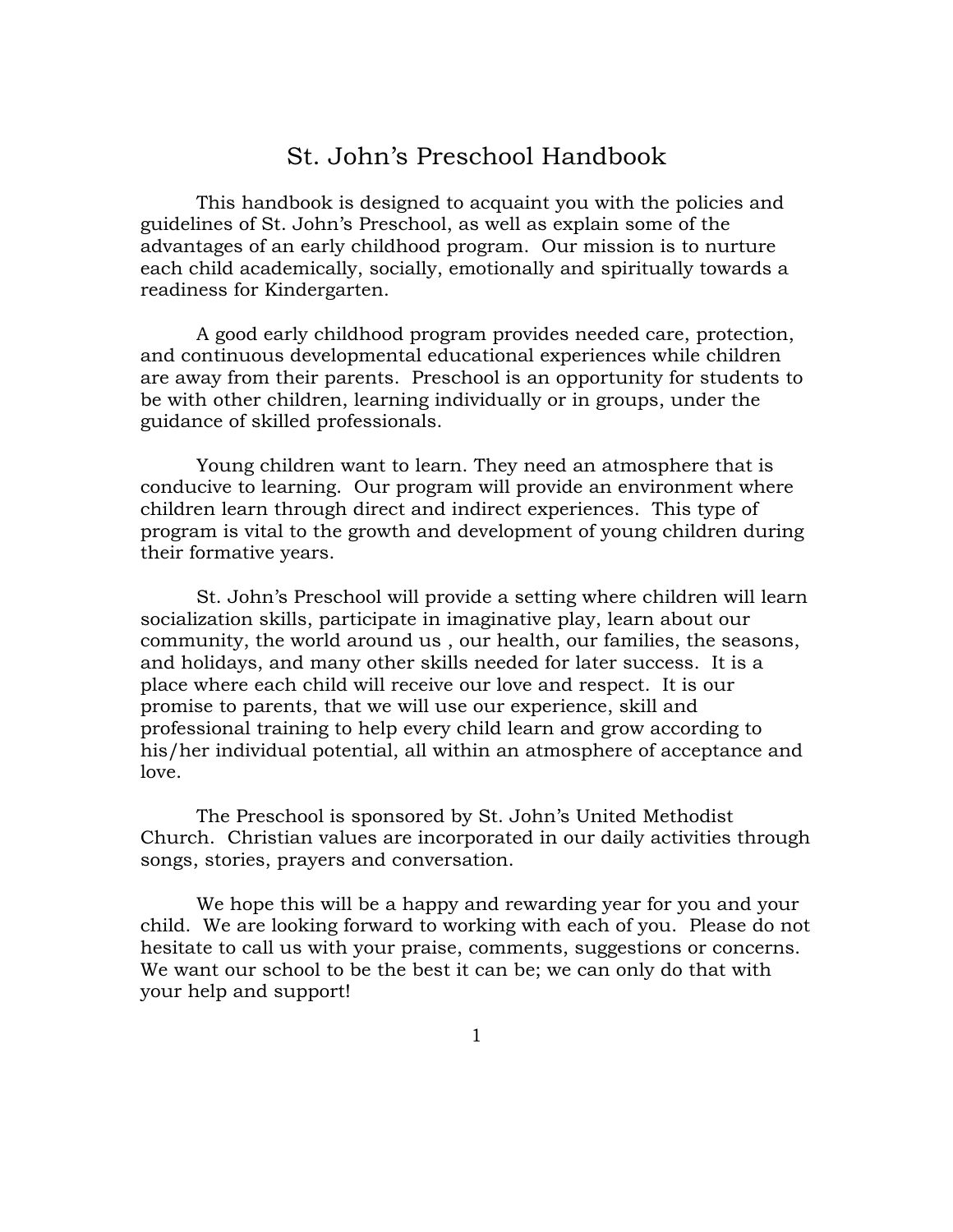# St. John's Preschool Handbook

This handbook is designed to acquaint you with the policies and guidelines of St. John's Preschool, as well as explain some of the advantages of an early childhood program. Our mission is to nurture each child academically, socially, emotionally and spiritually towards a readiness for Kindergarten.

A good early childhood program provides needed care, protection, and continuous developmental educational experiences while children are away from their parents. Preschool is an opportunity for students to be with other children, learning individually or in groups, under the guidance of skilled professionals.

Young children want to learn. They need an atmosphere that is conducive to learning. Our program will provide an environment where children learn through direct and indirect experiences. This type of program is vital to the growth and development of young children during their formative years.

St. John's Preschool will provide a setting where children will learn socialization skills, participate in imaginative play, learn about our community, the world around us , our health, our families, the seasons, and holidays, and many other skills needed for later success. It is a place where each child will receive our love and respect. It is our promise to parents, that we will use our experience, skill and professional training to help every child learn and grow according to his/her individual potential, all within an atmosphere of acceptance and love.

The Preschool is sponsored by St. John's United Methodist Church. Christian values are incorporated in our daily activities through songs, stories, prayers and conversation.

We hope this will be a happy and rewarding year for you and your child. We are looking forward to working with each of you. Please do not hesitate to call us with your praise, comments, suggestions or concerns. We want our school to be the best it can be; we can only do that with your help and support!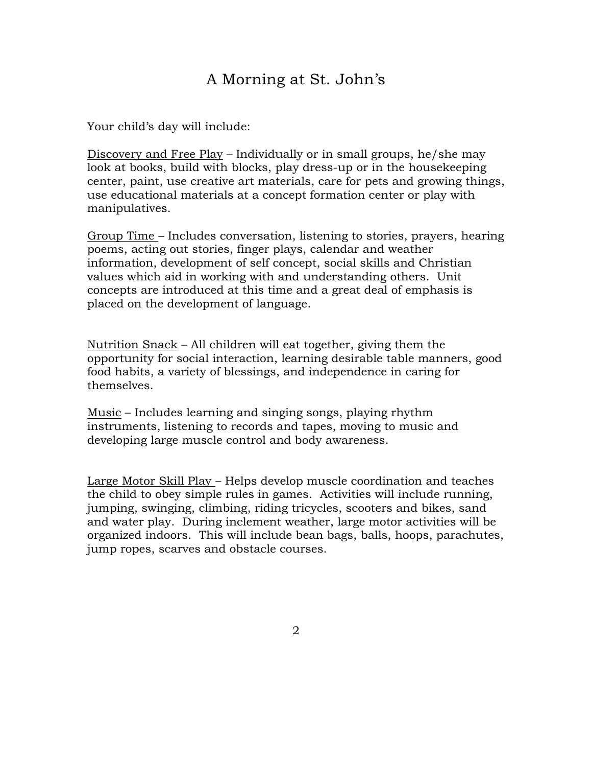# A Morning at St. John's

Your child's day will include:

Discovery and Free Play – Individually or in small groups, he/she may look at books, build with blocks, play dress-up or in the housekeeping center, paint, use creative art materials, care for pets and growing things, use educational materials at a concept formation center or play with manipulatives.

Group Time – Includes conversation, listening to stories, prayers, hearing poems, acting out stories, finger plays, calendar and weather information, development of self concept, social skills and Christian values which aid in working with and understanding others. Unit concepts are introduced at this time and a great deal of emphasis is placed on the development of language.

Nutrition Snack – All children will eat together, giving them the opportunity for social interaction, learning desirable table manners, good food habits, a variety of blessings, and independence in caring for themselves.

Music – Includes learning and singing songs, playing rhythm instruments, listening to records and tapes, moving to music and developing large muscle control and body awareness.

Large Motor Skill Play – Helps develop muscle coordination and teaches the child to obey simple rules in games. Activities will include running, jumping, swinging, climbing, riding tricycles, scooters and bikes, sand and water play. During inclement weather, large motor activities will be organized indoors. This will include bean bags, balls, hoops, parachutes, jump ropes, scarves and obstacle courses.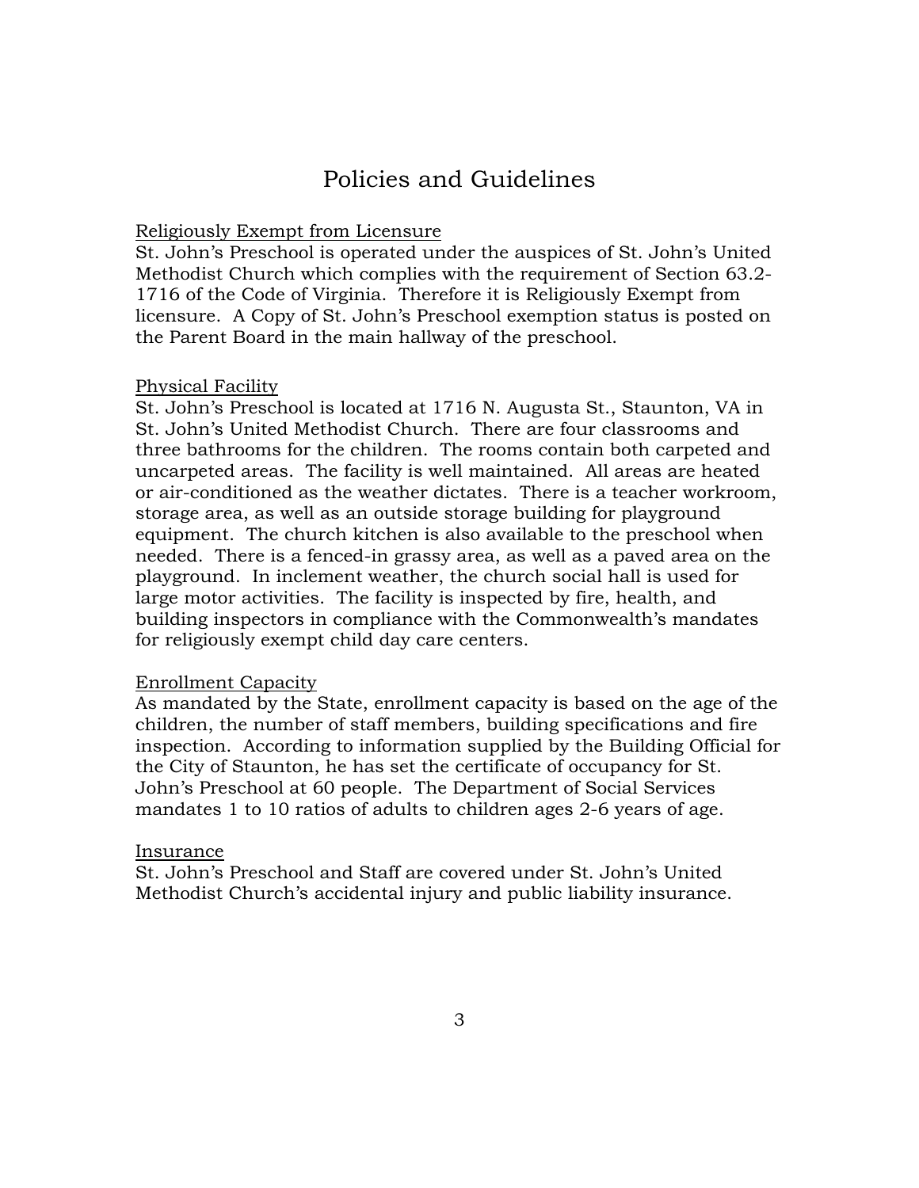# Policies and Guidelines

<u>Religiously Exempt from Licensure</u>

St. John's Preschool is operated under the auspices of St. John's United Methodist Church which complies with the requirement of Section 63.2-1716 of the Code of Virginia. Therefore it is Religiously Exempt from licensure. A Copy of St. John's Preschool exemption status is posted on the Parent Board in the main hallway of the preschool.

<u>Physical Facility</u>

St. John's Preschool is located at 1716 N. Augusta St., Staunton, VA in St. John's United Methodist Church. There are four classrooms and three bathrooms for the children. The rooms contain both carpeted and uncarpeted areas. The facility is well maintained. All areas are heated or air-conditioned as the weather dictates. There is a teacher workroom, storage area, as well as an outside storage building for playground equipment. The church kitchen is also available to the preschool when needed. There is a fenced-in grassy area, as well as a paved area on the playground. In inclement weather, the church social hall is used for large motor activities. The facility is inspected by fire, health, and building inspectors in compliance with the Commonwealth's mandates for religiously exempt child day care centers.

<u>Enrollment Capacity</u>

As mandated by the State, enrollment capacity is based on the age of the children, the number of staff members, building specifications and fire inspection. According to information supplied by the Building Official for the City of Staunton, he has set the certificate of occupancy for St. John's Preschool at 60 people. The Department of Social Services mandates 1 to 10 ratios of adults to children ages 2-6 years of age.

<u>Insurance</u>

St. John's Preschool and Staff are covered under St. John's United Methodist Church's accidental injury and public liability insurance.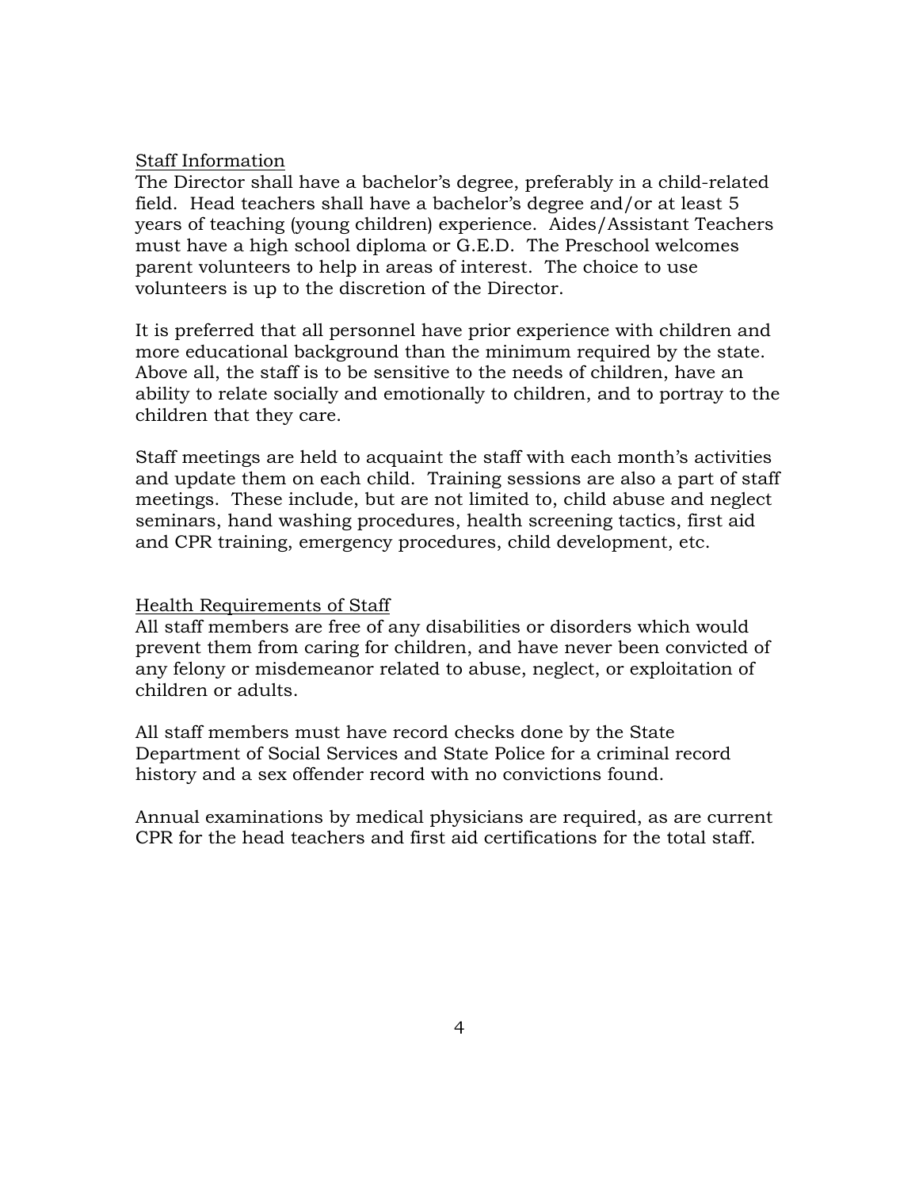## Staff Information

The Director shall have a bachelor's degree, preferably in a child-related field. Head teachers shall have a bachelor's degree and/or at least 5 years of teaching (young children) experience. Aides/Assistant Teachers must have a high school diploma or G.E.D. The Preschool welcomes parent volunteers to help in areas of interest. The choice to use volunteers is up to the discretion of the Director.

It is preferred that all personnel have prior experience with children and more educational background than the minimum required by the state. Above all, the staff is to be sensitive to the needs of children, have an ability to relate socially and emotionally to children, and to portray to the children that they care.

Staff meetings are held to acquaint the staff with each month's activities and update them on each child. Training sessions are also a part of staff meetings. These include, but are not limited to, child abuse and neglect seminars, hand washing procedures, health screening tactics, first aid and CPR training, emergency procedures, child development, etc.

## Health Requirements of Staff

All staff members are free of any disabilities or disorders which would prevent them from caring for children, and have never been convicted of any felony or misdemeanor related to abuse, neglect, or exploitation of children or adults.

All staff members must have record checks done by the State Department of Social Services and State Police for a criminal record history and a sex offender record with no convictions found.

Annual examinations by medical physicians are required, as are current CPR for the head teachers and first aid certifications for the total staff.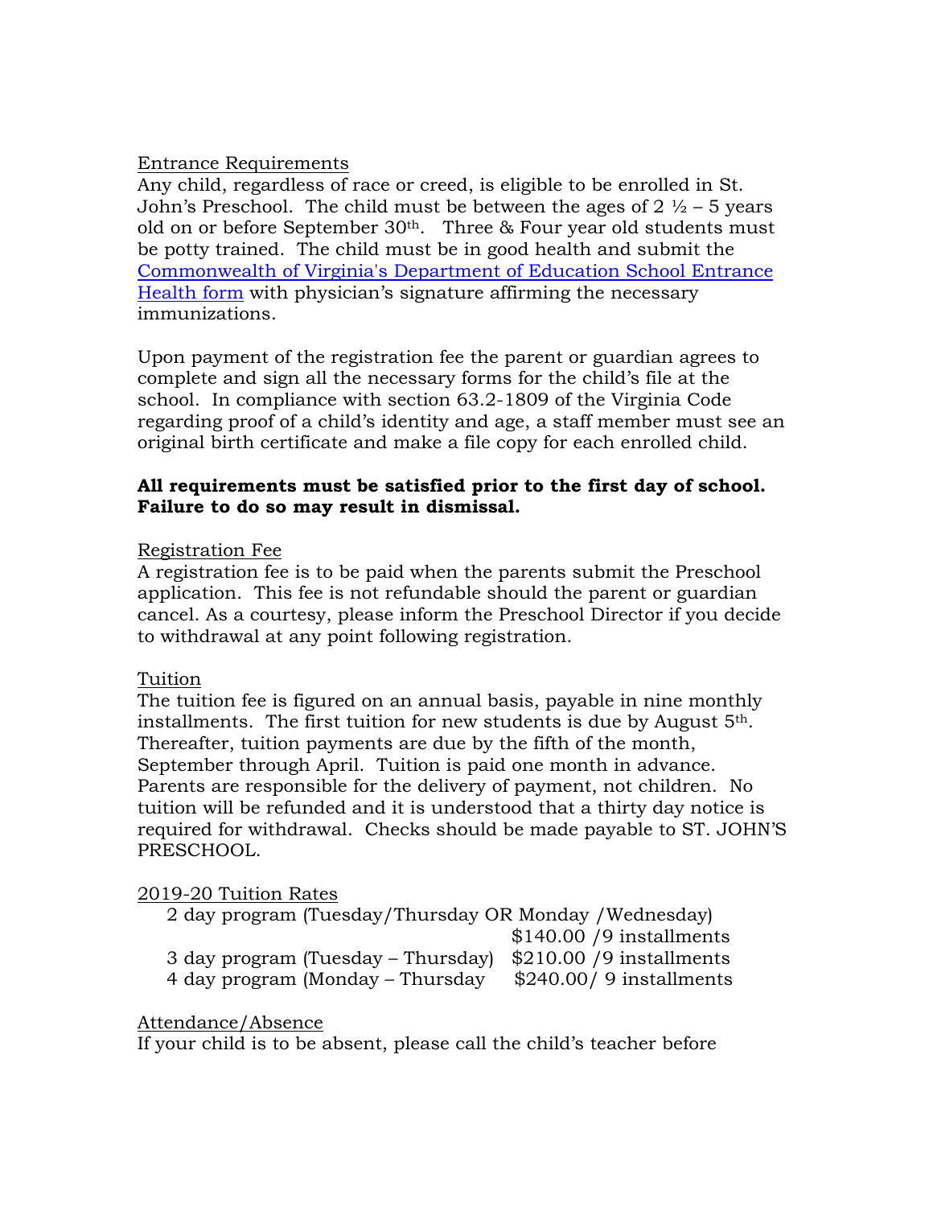Entrance Requirements

Any child, regardless of race or creed, is eligible to be enrolled in St. John's Preschool. The child must be between the ages of 2 ½ – 5 years old on or before September 30th. Three & Four year old students must be potty trained. The child must be in good health and submit the [Commonwealth of Virginia's Department of Education School Entrance Health form] with physician's signature affirming the necessary immunizations.

Upon payment of the registration fee the parent or guardian agrees to complete and sign all the necessary forms for the child's file at the school. In compliance with section 63.2-1809 of the Virginia Code regarding proof of a child's identity and age, a staff member must see an original birth certificate and make a file copy for each enrolled child.

**All requirements must be satisfied prior to the first day of school. Failure to do so may result in dismissal.**

Registration Fee

A registration fee is to be paid when the parents submit the Preschool application. This fee is not refundable should the parent or guardian cancel. As a courtesy, please inform the Preschool Director if you decide to withdrawal at any point following registration.

Tuition

The tuition fee is figured on an annual basis, payable in nine monthly installments. The first tuition for new students is due by August 5th. Thereafter, tuition payments are due by the fifth of the month, September through April. Tuition is paid one month in advance. Parents are responsible for the delivery of payment, not children. No tuition will be refunded and it is understood that a thirty day notice is required for withdrawal. Checks should be made payable to ST. JOHN'S PRESCHOOL.

2019-20 Tuition Rates

2 day program (Tuesday/Thursday OR Monday /Wednesday) $140.00 /9 installments
3 day program (Tuesday – Thursday) $210.00 /9 installments
4 day program (Monday – Thursday $240.00/ 9 installments

Attendance/Absence

If your child is to be absent, please call the child's teacher before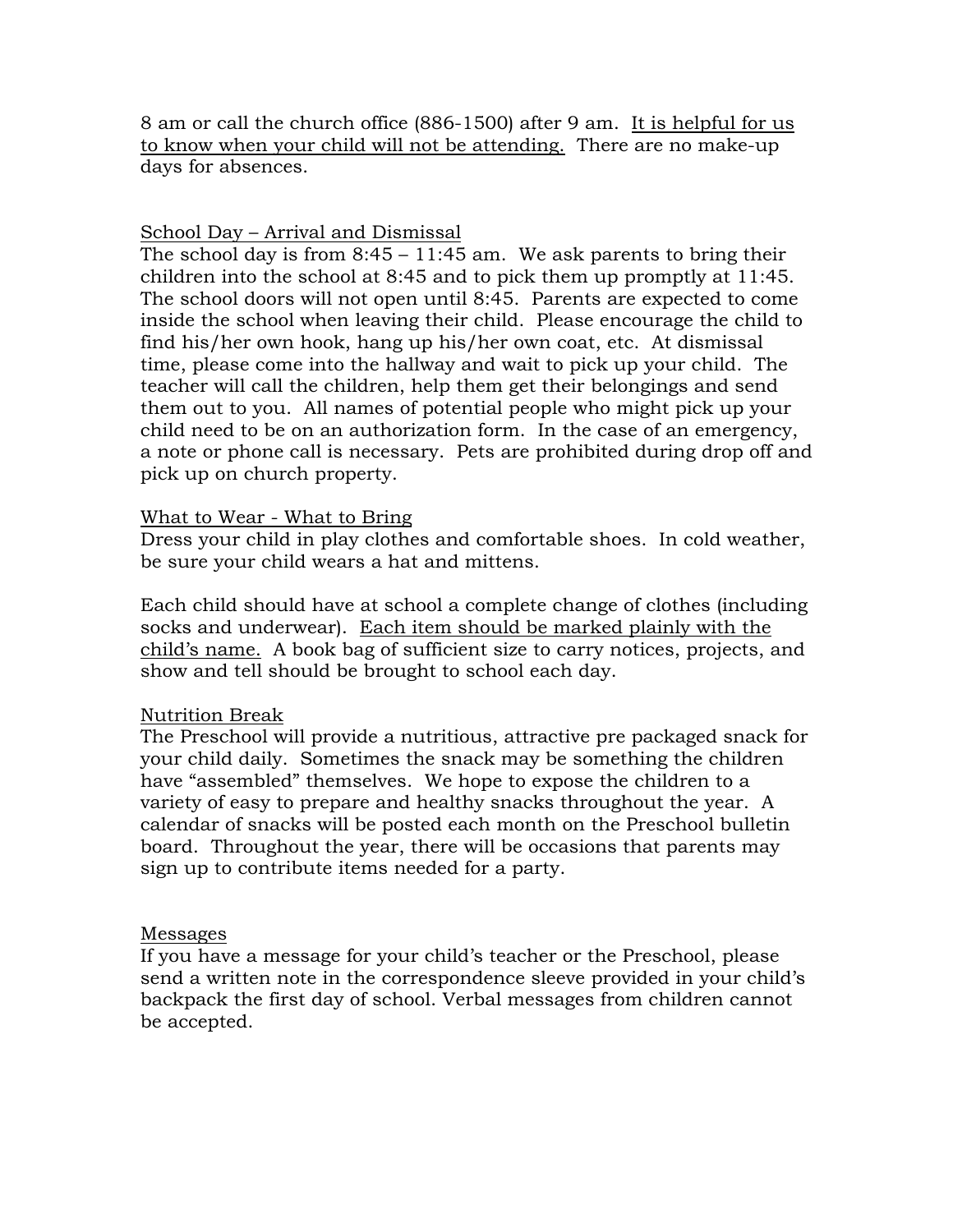8 am or call the church office (886-1500) after 9 am. It is helpful for us to know when your child will not be attending. There are no make-up days for absences.

## School Day – Arrival and Dismissal

The school day is from 8:45 – 11:45 am. We ask parents to bring their children into the school at 8:45 and to pick them up promptly at 11:45. The school doors will not open until 8:45. Parents are expected to come inside the school when leaving their child. Please encourage the child to find his/her own hook, hang up his/her own coat, etc. At dismissal time, please come into the hallway and wait to pick up your child. The teacher will call the children, help them get their belongings and send them out to you. All names of potential people who might pick up your child need to be on an authorization form. In the case of an emergency, a note or phone call is necessary. Pets are prohibited during drop off and pick up on church property.

## What to Wear - What to Bring

Dress your child in play clothes and comfortable shoes. In cold weather, be sure your child wears a hat and mittens.

Each child should have at school a complete change of clothes (including socks and underwear). Each item should be marked plainly with the child's name. A book bag of sufficient size to carry notices, projects, and show and tell should be brought to school each day.

## Nutrition Break

The Preschool will provide a nutritious, attractive pre packaged snack for your child daily. Sometimes the snack may be something the children have "assembled" themselves. We hope to expose the children to a variety of easy to prepare and healthy snacks throughout the year. A calendar of snacks will be posted each month on the Preschool bulletin board. Throughout the year, there will be occasions that parents may sign up to contribute items needed for a party.

## Messages

If you have a message for your child's teacher or the Preschool, please send a written note in the correspondence sleeve provided in your child's backpack the first day of school. Verbal messages from children cannot be accepted.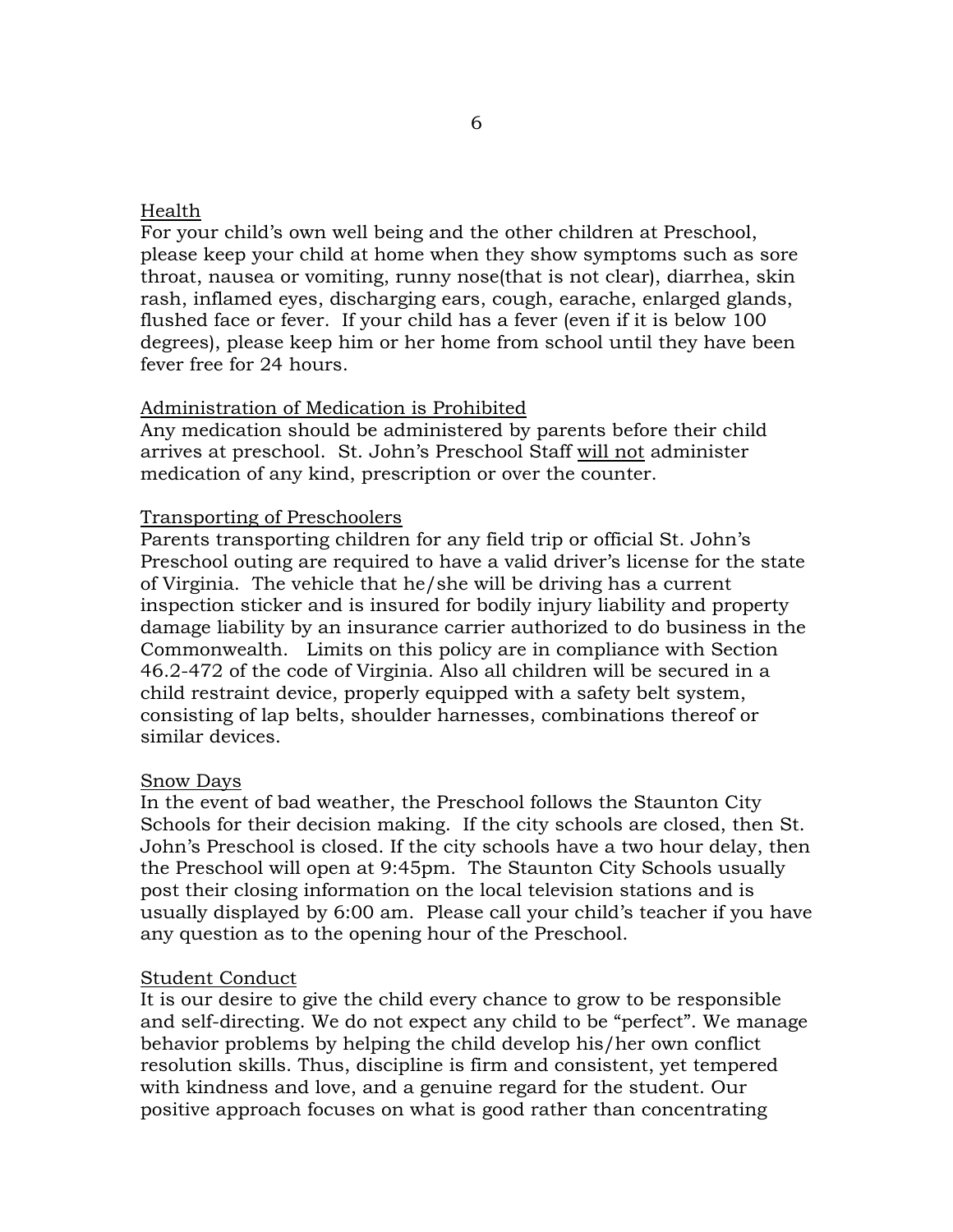<u>Health</u>

For your child's own well being and the other children at Preschool, please keep your child at home when they show symptoms such as sore throat, nausea or vomiting, runny nose(that is not clear), diarrhea, skin rash, inflamed eyes, discharging ears, cough, earache, enlarged glands, flushed face or fever. If your child has a fever (even if it is below 100 degrees), please keep him or her home from school until they have been fever free for 24 hours.

<u>Administration of Medication is Prohibited</u>

Any medication should be administered by parents before their child arrives at preschool. St. John's Preschool Staff <u>will not</u> administer medication of any kind, prescription or over the counter.

<u>Transporting of Preschoolers</u>

Parents transporting children for any field trip or official St. John's Preschool outing are required to have a valid driver's license for the state of Virginia. The vehicle that he/she will be driving has a current inspection sticker and is insured for bodily injury liability and property damage liability by an insurance carrier authorized to do business in the Commonwealth. Limits on this policy are in compliance with Section 46.2-472 of the code of Virginia. Also all children will be secured in a child restraint device, properly equipped with a safety belt system, consisting of lap belts, shoulder harnesses, combinations thereof or similar devices.

<u>Snow Days</u>

In the event of bad weather, the Preschool follows the Staunton City Schools for their decision making. If the city schools are closed, then St. John's Preschool is closed. If the city schools have a two hour delay, then the Preschool will open at 9:45pm. The Staunton City Schools usually post their closing information on the local television stations and is usually displayed by 6:00 am. Please call your child's teacher if you have any question as to the opening hour of the Preschool.

<u>Student Conduct</u>

It is our desire to give the child every chance to grow to be responsible and self-directing. We do not expect any child to be "perfect". We manage behavior problems by helping the child develop his/her own conflict resolution skills. Thus, discipline is firm and consistent, yet tempered with kindness and love, and a genuine regard for the student. Our positive approach focuses on what is good rather than concentrating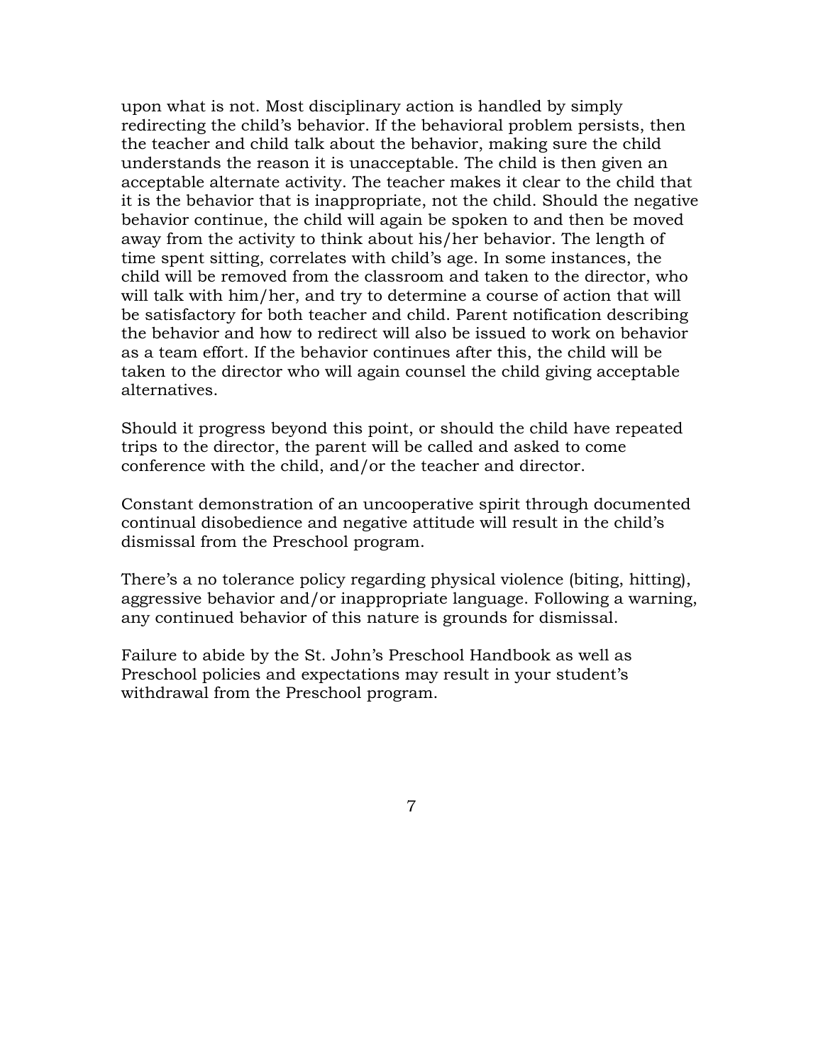upon what is not. Most disciplinary action is handled by simply redirecting the child's behavior. If the behavioral problem persists, then the teacher and child talk about the behavior, making sure the child understands the reason it is unacceptable. The child is then given an acceptable alternate activity. The teacher makes it clear to the child that it is the behavior that is inappropriate, not the child. Should the negative behavior continue, the child will again be spoken to and then be moved away from the activity to think about his/her behavior. The length of time spent sitting, correlates with child's age. In some instances, the child will be removed from the classroom and taken to the director, who will talk with him/her, and try to determine a course of action that will be satisfactory for both teacher and child. Parent notification describing the behavior and how to redirect will also be issued to work on behavior as a team effort. If the behavior continues after this, the child will be taken to the director who will again counsel the child giving acceptable alternatives.

Should it progress beyond this point, or should the child have repeated trips to the director, the parent will be called and asked to come conference with the child, and/or the teacher and director.

Constant demonstration of an uncooperative spirit through documented continual disobedience and negative attitude will result in the child's dismissal from the Preschool program.

There's a no tolerance policy regarding physical violence (biting, hitting), aggressive behavior and/or inappropriate language. Following a warning, any continued behavior of this nature is grounds for dismissal.

Failure to abide by the St. John's Preschool Handbook as well as Preschool policies and expectations may result in your student's withdrawal from the Preschool program.